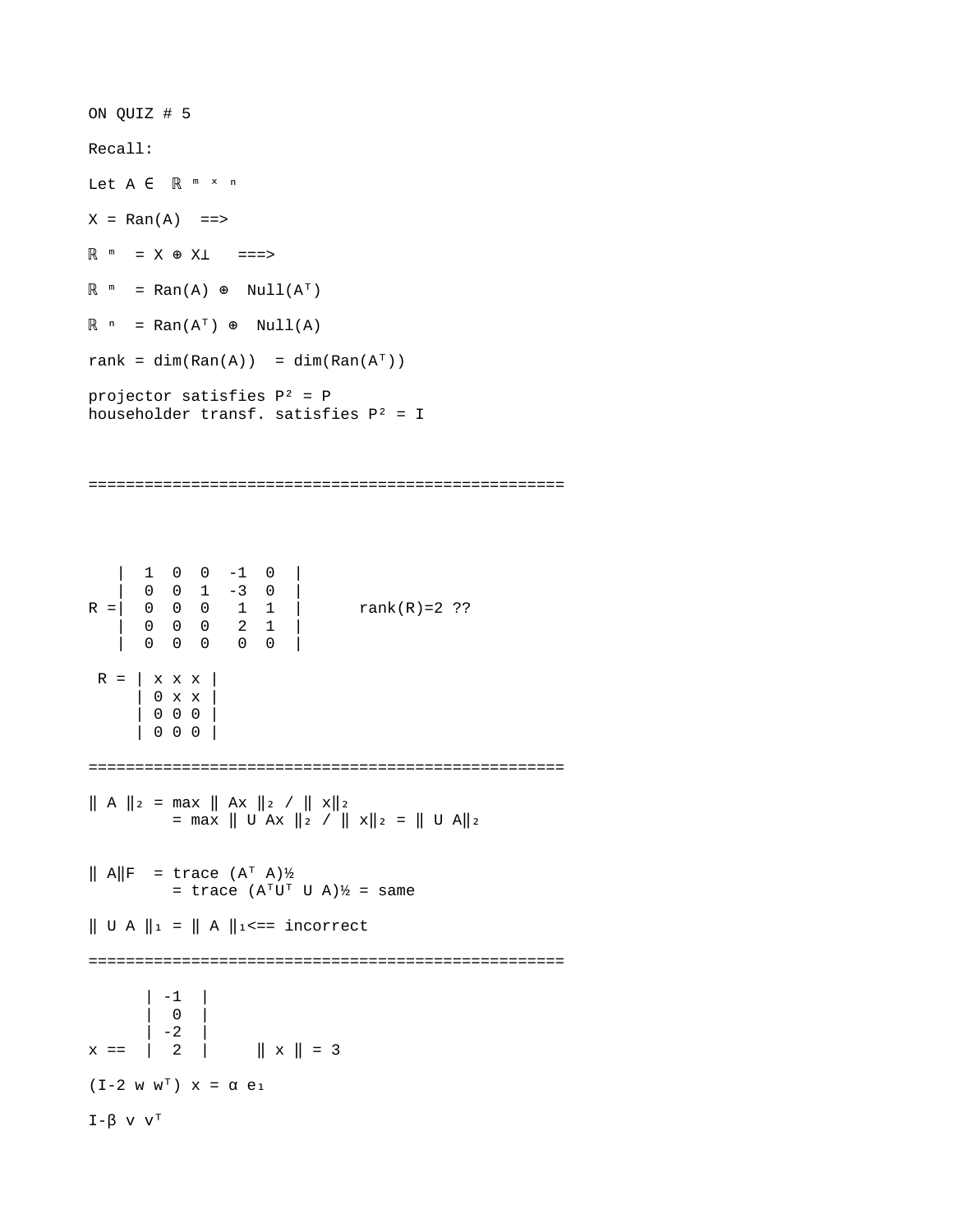ON QUIZ # 5

Recall:

Let $A \in \mathbb{R}^{m \times n}$

$X = Ran(A)$ ==>

$\mathbb{R}^m = X \oplus X^\perp$ ===>

$\mathbb{R}^m = Ran(A) \oplus Null(A^T)$

$\mathbb{R}^n = Ran(A^T) \oplus Null(A)$

rank = $\dim(Ran(A)) = \dim(Ran(A^T))$

projector satisfies $P^2 = P$
householder transf. satisfies $P^2 = I$

==================================================

$$R = \begin{vmatrix} 1 & 0 & 0 & -1 & 0 \\ 0 & 0 & 1 & -3 & 0 \\ 0 & 0 & 0 & 1 & 1 \\ 0 & 0 & 0 & 2 & 1 \\ 0 & 0 & 0 & 0 & 0 \end{vmatrix} \qquad \text{rank}(R)=2 \text{ ??}$$

$$R = \begin{vmatrix} x & x & x \\ 0 & x & x \\ 0 & 0 & 0 \\ 0 & 0 & 0 \end{vmatrix}$$

==================================================

$\| A \|_2 = \max \| Ax \|_2 / \| x \|_2$
$\quad = \max \| U Ax \|_2 / \| x \|_2 = \| U A \|_2$

$\| A \|_F = \text{trace}(A^T A)^{½}$
$\quad = \text{trace}(A^T U^T U A)^{½}$ = same

$\| U A \|_1 = \| A \|_1$ <== incorrect

==================================================

$$x == \begin{vmatrix} -1 \\ 0 \\ -2 \\ 2 \end{vmatrix} \qquad \| x \| = 3$$

$(I - 2 w w^T) x = \alpha e_1$

$I - \beta v v^T$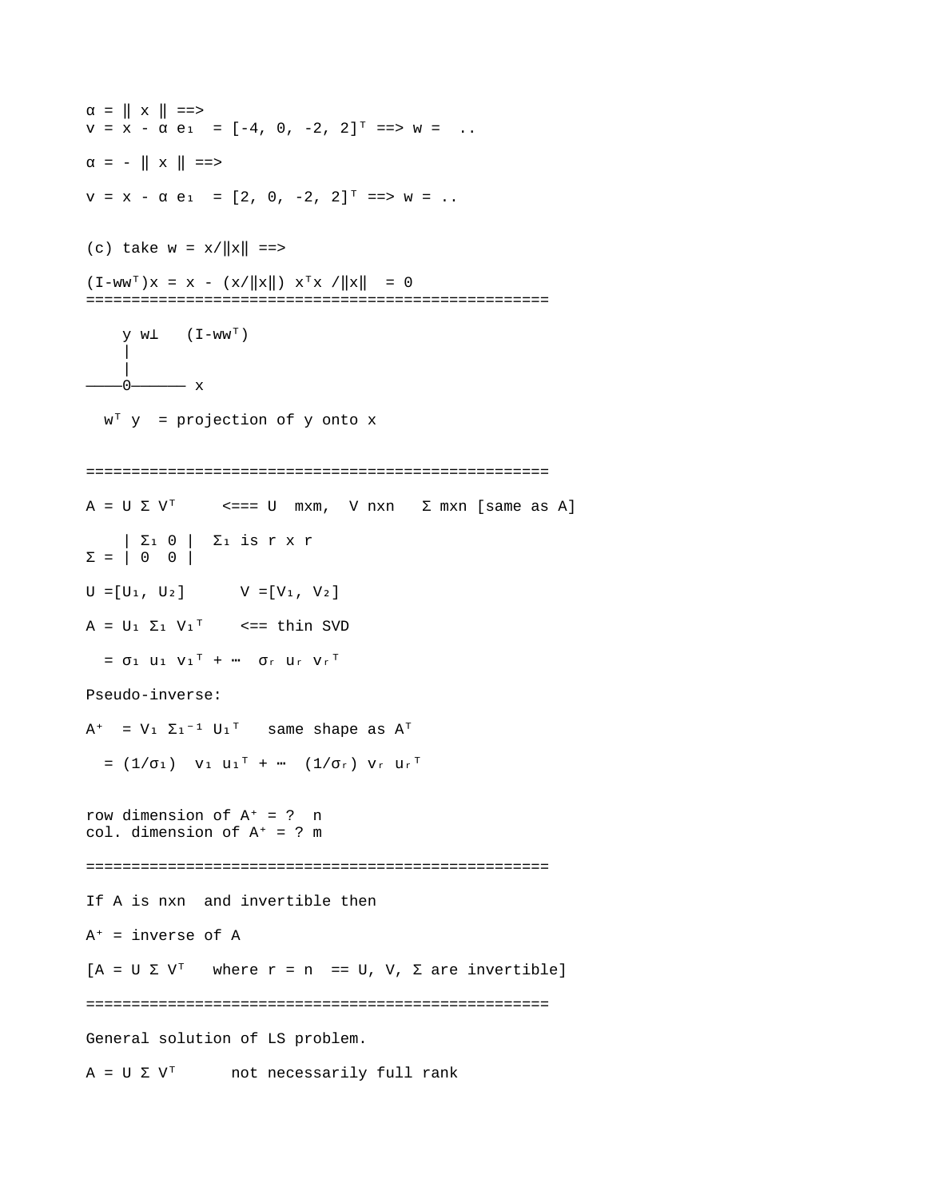$\alpha = \| x \|$ ==>
$v = x - \alpha e_1 = [-4, 0, -2, 2]^T$ ==> $w =$ ..

$\alpha = - \| x \|$ ==>

$v = x - \alpha e_1 = [2, 0, -2, 2]^T$ ==> $w =$ ..

(c) take $w = x/\|x\|$ ==>

$(I-ww^T)x = x - (x/\|x\|)\, x^T x /\|x\| = 0$

===================================================

```
    y w⊥   (I-wwᵀ)
    |
    |
————0—————— x
```

$w^T y$ = projection of y onto x

===================================================

$A = U \Sigma V^T$ <=== U mxm, V nxn Σ mxn [same as A]

$$\Sigma = \begin{vmatrix} \Sigma_1 & 0 \\ 0 & 0 \end{vmatrix}$$ $\Sigma_1$ is r x r

$U = [U_1, U_2]$ $V = [V_1, V_2]$

$A = U_1 \Sigma_1 V_1^T$ <== thin SVD

$= \sigma_1 u_1 v_1^T + \cdots \sigma_r u_r v_r^T$

Pseudo-inverse:

$A^+ = V_1 \Sigma_1^{-1} U_1^T$ same shape as $A^T$

$= (1/\sigma_1)\ v_1 u_1^T + \cdots (1/\sigma_r)\ v_r u_r^T$

row dimension of $A^+$ = ? n
col. dimension of $A^+$ = ? m

===================================================

If A is nxn and invertible then

$A^+$ = inverse of A

[$A = U \Sigma V^T$ where r = n == U, V, Σ are invertible]

===================================================

General solution of LS problem.

$A = U \Sigma V^T$ not necessarily full rank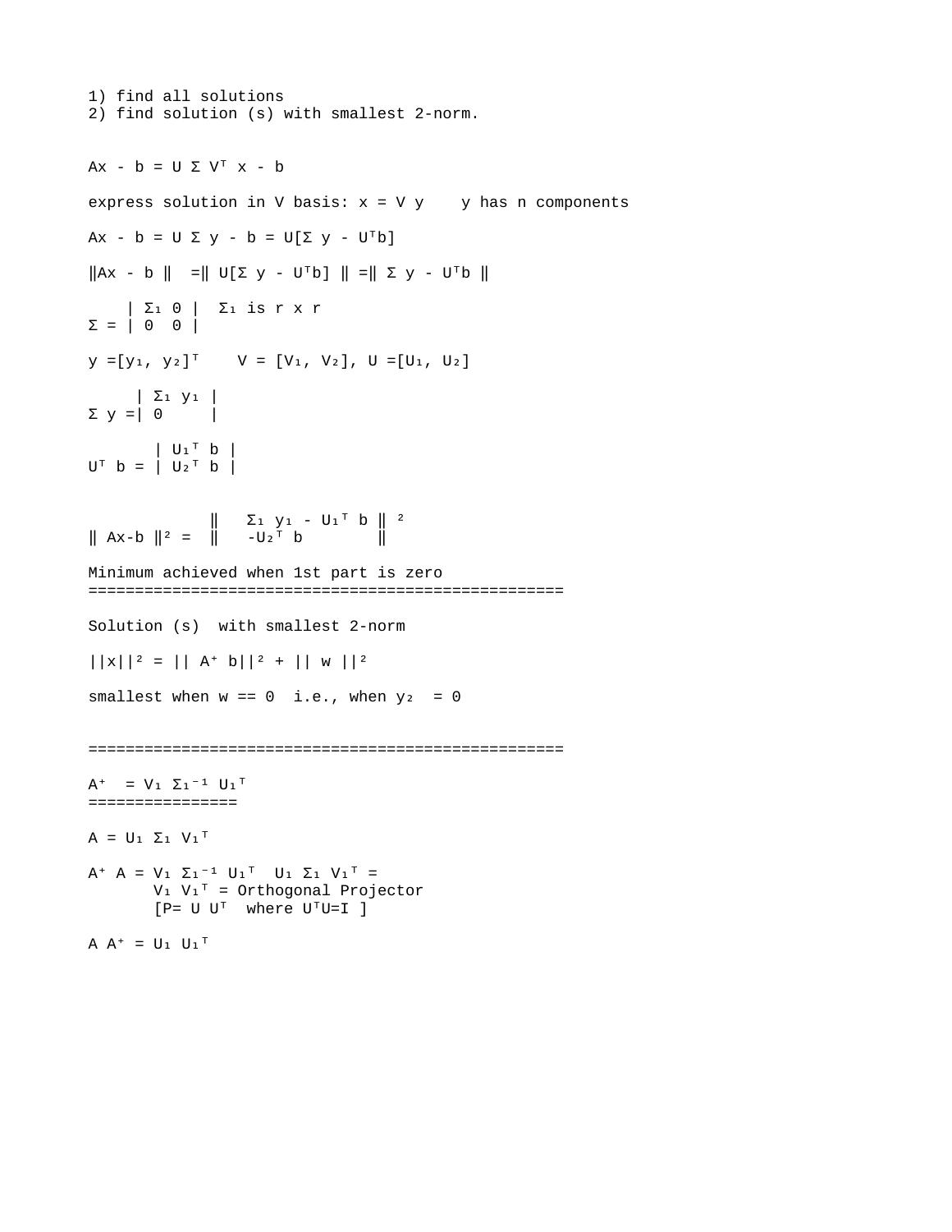1) find all solutions
2) find solution (s) with smallest 2-norm.

$Ax - b = U \Sigma V^T x - b$

express solution in V basis: $x = V y$ y has n components

$Ax - b = U \Sigma y - b = U[\Sigma y - U^T b]$

$\|Ax - b\| = \| U[\Sigma y - U^T b] \| = \| \Sigma y - U^T b \|$

$$\Sigma = \begin{vmatrix} \Sigma_1 & 0 \\ 0 & 0 \end{vmatrix} \quad \Sigma_1 \text{ is } r \times r$$

$y = [y_1, y_2]^T \quad V = [V_1, V_2], U = [U_1, U_2]$

$$\Sigma y = \begin{vmatrix} \Sigma_1 y_1 \\ 0 \end{vmatrix}$$

$$U^T b = \begin{vmatrix} U_1^T b \\ U_2^T b \end{vmatrix}$$

$$\| Ax-b \|^2 = \left\| \begin{matrix} \Sigma_1 y_1 - U_1^T b \\ -U_2^T b \end{matrix} \right\|^2$$

Minimum achieved when 1st part is zero

==================================================

Solution (s) with smallest 2-norm

$||x||^2 = || A^+ b||^2 + || w ||^2$

smallest when $w == 0$ i.e., when $y_2 = 0$

==================================================

$A^+ = V_1 \Sigma_1^{-1} U_1^T$

================

$A = U_1 \Sigma_1 V_1^T$

$A^+ A = V_1 \Sigma_1^{-1} U_1^T \; U_1 \Sigma_1 V_1^T =$
$V_1 V_1^T$ = Orthogonal Projector
[$P = U U^T$ where $U^T U = I$ ]

$A A^+ = U_1 U_1^T$